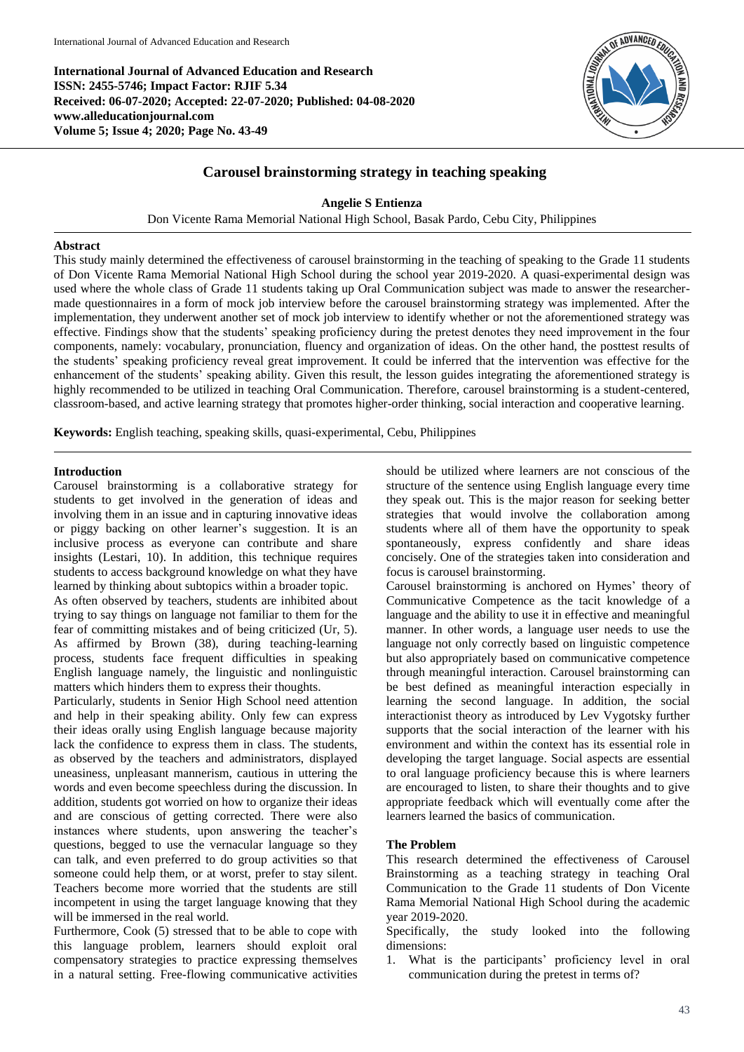**International Journal of Advanced Education and Research**
**ISSN: 2455-5746; Impact Factor: RJIF 5.34**
**Received: 06-07-2020; Accepted: 22-07-2020; Published: 04-08-2020**
**www.alleducationjournal.com**
**Volume 5; Issue 4; 2020; Page No. 43-49**

# Carousel brainstorming strategy in teaching speaking

**Angelie S Entienza**

Don Vicente Rama Memorial National High School, Basak Pardo, Cebu City, Philippines

## Abstract

This study mainly determined the effectiveness of carousel brainstorming in the teaching of speaking to the Grade 11 students of Don Vicente Rama Memorial National High School during the school year 2019-2020. A quasi-experimental design was used where the whole class of Grade 11 students taking up Oral Communication subject was made to answer the researcher-made questionnaires in a form of mock job interview before the carousel brainstorming strategy was implemented. After the implementation, they underwent another set of mock job interview to identify whether or not the aforementioned strategy was effective. Findings show that the students' speaking proficiency during the pretest denotes they need improvement in the four components, namely: vocabulary, pronunciation, fluency and organization of ideas. On the other hand, the posttest results of the students' speaking proficiency reveal great improvement. It could be inferred that the intervention was effective for the enhancement of the students' speaking ability. Given this result, the lesson guides integrating the aforementioned strategy is highly recommended to be utilized in teaching Oral Communication. Therefore, carousel brainstorming is a student-centered, classroom-based, and active learning strategy that promotes higher-order thinking, social interaction and cooperative learning.

**Keywords:** English teaching, speaking skills, quasi-experimental, Cebu, Philippines

## Introduction

Carousel brainstorming is a collaborative strategy for students to get involved in the generation of ideas and involving them in an issue and in capturing innovative ideas or piggy backing on other learner's suggestion. It is an inclusive process as everyone can contribute and share insights (Lestari, 10). In addition, this technique requires students to access background knowledge on what they have learned by thinking about subtopics within a broader topic.

As often observed by teachers, students are inhibited about trying to say things on language not familiar to them for the fear of committing mistakes and of being criticized (Ur, 5). As affirmed by Brown (38), during teaching-learning process, students face frequent difficulties in speaking English language namely, the linguistic and nonlinguistic matters which hinders them to express their thoughts.

Particularly, students in Senior High School need attention and help in their speaking ability. Only few can express their ideas orally using English language because majority lack the confidence to express them in class. The students, as observed by the teachers and administrators, displayed uneasiness, unpleasant mannerism, cautious in uttering the words and even become speechless during the discussion. In addition, students got worried on how to organize their ideas and are conscious of getting corrected. There were also instances where students, upon answering the teacher's questions, begged to use the vernacular language so they can talk, and even preferred to do group activities so that someone could help them, or at worst, prefer to stay silent. Teachers become more worried that the students are still incompetent in using the target language knowing that they will be immersed in the real world.

Furthermore, Cook (5) stressed that to be able to cope with this language problem, learners should exploit oral compensatory strategies to practice expressing themselves in a natural setting. Free-flowing communicative activities should be utilized where learners are not conscious of the structure of the sentence using English language every time they speak out. This is the major reason for seeking better strategies that would involve the collaboration among students where all of them have the opportunity to speak spontaneously, express confidently and share ideas concisely. One of the strategies taken into consideration and focus is carousel brainstorming.

Carousel brainstorming is anchored on Hymes' theory of Communicative Competence as the tacit knowledge of a language and the ability to use it in effective and meaningful manner. In other words, a language user needs to use the language not only correctly based on linguistic competence but also appropriately based on communicative competence through meaningful interaction. Carousel brainstorming can be best defined as meaningful interaction especially in learning the second language. In addition, the social interactionist theory as introduced by Lev Vygotsky further supports that the social interaction of the learner with his environment and within the context has its essential role in developing the target language. Social aspects are essential to oral language proficiency because this is where learners are encouraged to listen, to share their thoughts and to give appropriate feedback which will eventually come after the learners learned the basics of communication.

### The Problem

This research determined the effectiveness of Carousel Brainstorming as a teaching strategy in teaching Oral Communication to the Grade 11 students of Don Vicente Rama Memorial National High School during the academic year 2019-2020.

Specifically, the study looked into the following dimensions:

1. What is the participants' proficiency level in oral communication during the pretest in terms of?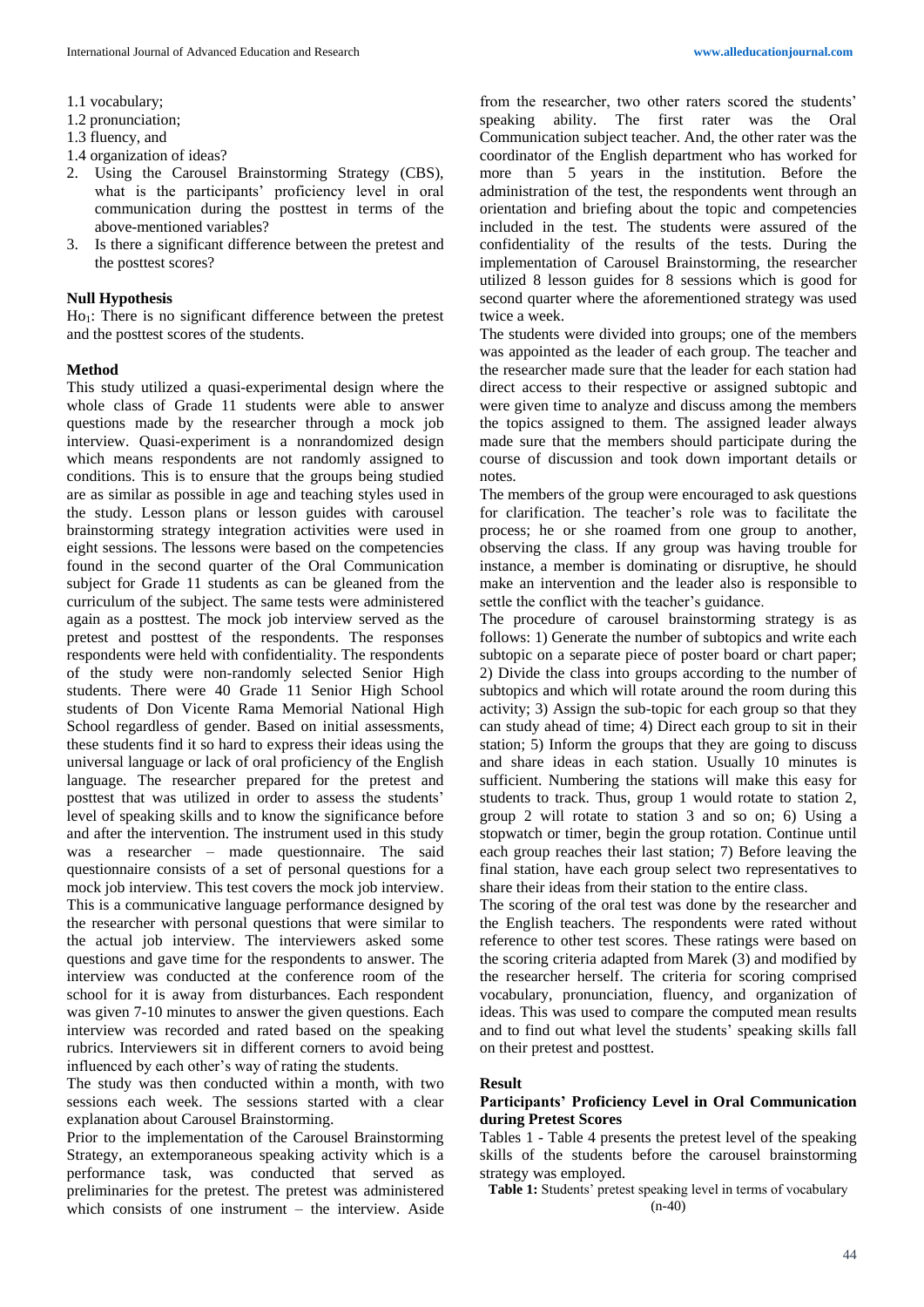1.1 vocabulary;
1.2 pronunciation;
1.3 fluency, and
1.4 organization of ideas?

2. Using the Carousel Brainstorming Strategy (CBS), what is the participants' proficiency level in oral communication during the posttest in terms of the above-mentioned variables?
3. Is there a significant difference between the pretest and the posttest scores?

### Null Hypothesis

$H_{O1}$: There is no significant difference between the pretest and the posttest scores of the students.

### Method

This study utilized a quasi-experimental design where the whole class of Grade 11 students were able to answer questions made by the researcher through a mock job interview. Quasi-experiment is a nonrandomized design which means respondents are not randomly assigned to conditions. This is to ensure that the groups being studied are as similar as possible in age and teaching styles used in the study. Lesson plans or lesson guides with carousel brainstorming strategy integration activities were used in eight sessions. The lessons were based on the competencies found in the second quarter of the Oral Communication subject for Grade 11 students as can be gleaned from the curriculum of the subject. The same tests were administered again as a posttest. The mock job interview served as the pretest and posttest of the respondents. The responses respondents were held with confidentiality. The respondents of the study were non-randomly selected Senior High students. There were 40 Grade 11 Senior High School students of Don Vicente Rama Memorial National High School regardless of gender. Based on initial assessments, these students find it so hard to express their ideas using the universal language or lack of oral proficiency of the English language. The researcher prepared for the pretest and posttest that was utilized in order to assess the students' level of speaking skills and to know the significance before and after the intervention. The instrument used in this study was a researcher – made questionnaire. The said questionnaire consists of a set of personal questions for a mock job interview. This test covers the mock job interview. This is a communicative language performance designed by the researcher with personal questions that were similar to the actual job interview. The interviewers asked some questions and gave time for the respondents to answer. The interview was conducted at the conference room of the school for it is away from disturbances. Each respondent was given 7-10 minutes to answer the given questions. Each interview was recorded and rated based on the speaking rubrics. Interviewers sit in different corners to avoid being influenced by each other's way of rating the students.

The study was then conducted within a month, with two sessions each week. The sessions started with a clear explanation about Carousel Brainstorming.

Prior to the implementation of the Carousel Brainstorming Strategy, an extemporaneous speaking activity which is a performance task, was conducted that served as preliminaries for the pretest. The pretest was administered which consists of one instrument – the interview. Aside from the researcher, two other raters scored the students' speaking ability. The first rater was the Oral Communication subject teacher. And, the other rater was the coordinator of the English department who has worked for more than 5 years in the institution. Before the administration of the test, the respondents went through an orientation and briefing about the topic and competencies included in the test. The students were assured of the confidentiality of the results of the tests. During the implementation of Carousel Brainstorming, the researcher utilized 8 lesson guides for 8 sessions which is good for second quarter where the aforementioned strategy was used twice a week.

The students were divided into groups; one of the members was appointed as the leader of each group. The teacher and the researcher made sure that the leader for each station had direct access to their respective or assigned subtopic and were given time to analyze and discuss among the members the topics assigned to them. The assigned leader always made sure that the members should participate during the course of discussion and took down important details or notes.

The members of the group were encouraged to ask questions for clarification. The teacher's role was to facilitate the process; he or she roamed from one group to another, observing the class. If any group was having trouble for instance, a member is dominating or disruptive, he should make an intervention and the leader also is responsible to settle the conflict with the teacher's guidance.

The procedure of carousel brainstorming strategy is as follows: 1) Generate the number of subtopics and write each subtopic on a separate piece of poster board or chart paper; 2) Divide the class into groups according to the number of subtopics and which will rotate around the room during this activity; 3) Assign the sub-topic for each group so that they can study ahead of time; 4) Direct each group to sit in their station; 5) Inform the groups that they are going to discuss and share ideas in each station. Usually 10 minutes is sufficient. Numbering the stations will make this easy for students to track. Thus, group 1 would rotate to station 2, group 2 will rotate to station 3 and so on; 6) Using a stopwatch or timer, begin the group rotation. Continue until each group reaches their last station; 7) Before leaving the final station, have each group select two representatives to share their ideas from their station to the entire class.

The scoring of the oral test was done by the researcher and the English teachers. The respondents were rated without reference to other test scores. These ratings were based on the scoring criteria adapted from Marek (3) and modified by the researcher herself. The criteria for scoring comprised vocabulary, pronunciation, fluency, and organization of ideas. This was used to compare the computed mean results and to find out what level the students' speaking skills fall on their pretest and posttest.

### Result

#### Participants' Proficiency Level in Oral Communication during Pretest Scores

Tables 1 - Table 4 presents the pretest level of the speaking skills of the students before the carousel brainstorming strategy was employed.

**Table 1:** Students' pretest speaking level in terms of vocabulary (n-40)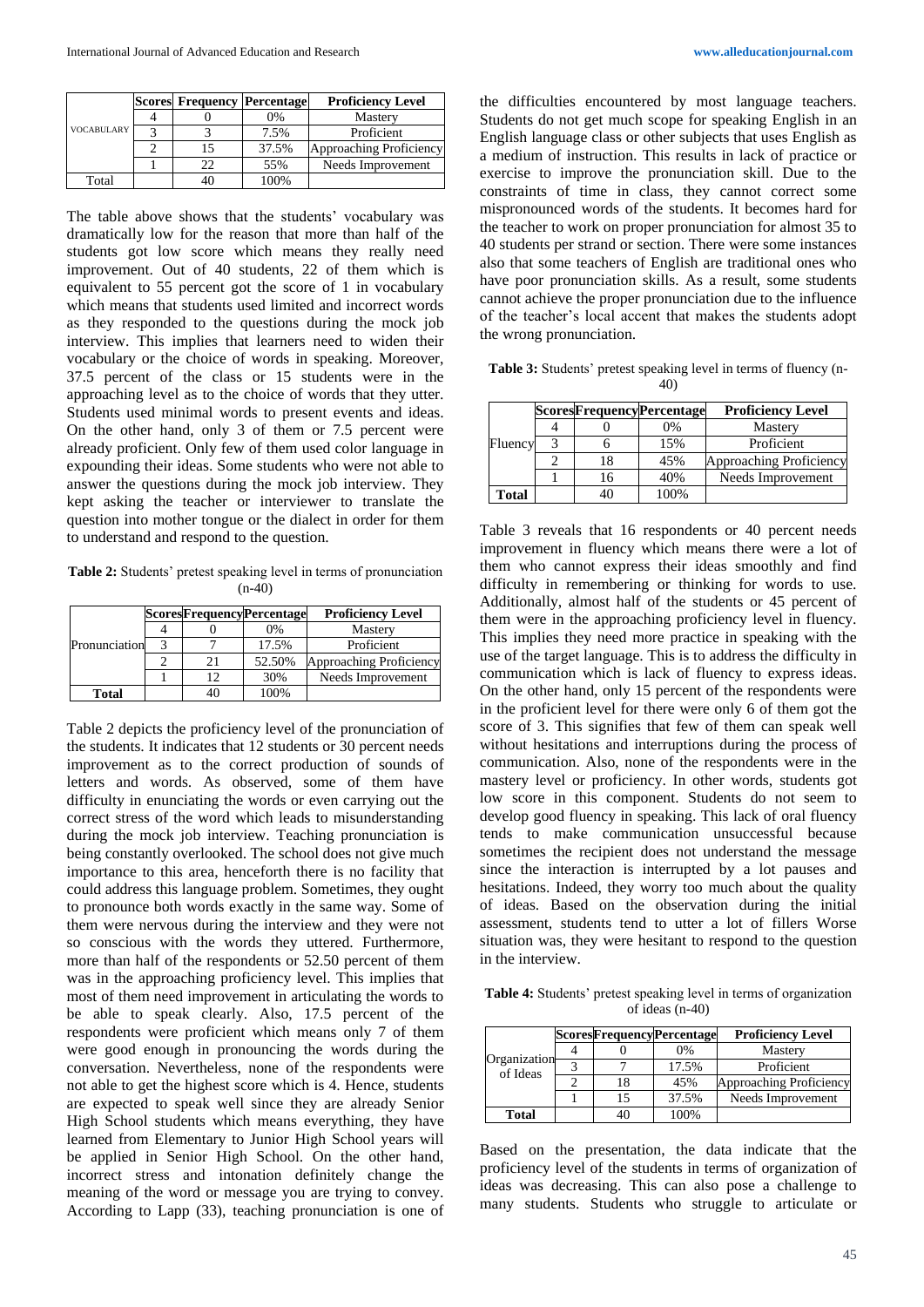| VOCABULARY | Scores | Frequency | Percentage | Proficiency Level |
|---|---|---|---|---|
| | 4 | 0 | 0% | Mastery |
| | 3 | 3 | 7.5% | Proficient |
| | 2 | 15 | 37.5% | Approaching Proficiency |
| | 1 | 22 | 55% | Needs Improvement |
| Total | | 40 | 100% | |

The table above shows that the students' vocabulary was dramatically low for the reason that more than half of the students got low score which means they really need improvement. Out of 40 students, 22 of them which is equivalent to 55 percent got the score of 1 in vocabulary which means that students used limited and incorrect words as they responded to the questions during the mock job interview. This implies that learners need to widen their vocabulary or the choice of words in speaking. Moreover, 37.5 percent of the class or 15 students were in the approaching level as to the choice of words that they utter. Students used minimal words to present events and ideas. On the other hand, only 3 of them or 7.5 percent were already proficient. Only few of them used color language in expounding their ideas. Some students who were not able to answer the questions during the mock job interview. They kept asking the teacher or interviewer to translate the question into mother tongue or the dialect in order for them to understand and respond to the question.

**Table 2:** Students' pretest speaking level in terms of pronunciation (n-40)

| | Scores | Frequency | Percentage | Proficiency Level |
|---|---|---|---|---|
| Pronunciation | 4 | 0 | 0% | Mastery |
| | 3 | 7 | 17.5% | Proficient |
| | 2 | 21 | 52.50% | Approaching Proficiency |
| | 1 | 12 | 30% | Needs Improvement |
| **Total** | | 40 | 100% | |

Table 2 depicts the proficiency level of the pronunciation of the students. It indicates that 12 students or 30 percent needs improvement as to the correct production of sounds of letters and words. As observed, some of them have difficulty in enunciating the words or even carrying out the correct stress of the word which leads to misunderstanding during the mock job interview. Teaching pronunciation is being constantly overlooked. The school does not give much importance to this area, henceforth there is no facility that could address this language problem. Sometimes, they ought to pronounce both words exactly in the same way. Some of them were nervous during the interview and they were not so conscious with the words they uttered. Furthermore, more than half of the respondents or 52.50 percent of them was in the approaching proficiency level. This implies that most of them need improvement in articulating the words to be able to speak clearly. Also, 17.5 percent of the respondents were proficient which means only 7 of them were good enough in pronouncing the words during the conversation. Nevertheless, none of the respondents were not able to get the highest score which is 4. Hence, students are expected to speak well since they are already Senior High School students which means everything, they have learned from Elementary to Junior High School years will be applied in Senior High School. On the other hand, incorrect stress and intonation definitely change the meaning of the word or message you are trying to convey. According to Lapp (33), teaching pronunciation is one of the difficulties encountered by most language teachers. Students do not get much scope for speaking English in an English language class or other subjects that uses English as a medium of instruction. This results in lack of practice or exercise to improve the pronunciation skill. Due to the constraints of time in class, they cannot correct some mispronounced words of the students. It becomes hard for the teacher to work on proper pronunciation for almost 35 to 40 students per strand or section. There were some instances also that some teachers of English are traditional ones who have poor pronunciation skills. As a result, some students cannot achieve the proper pronunciation due to the influence of the teacher's local accent that makes the students adopt the wrong pronunciation.

**Table 3:** Students' pretest speaking level in terms of fluency (n-40)

| | Scores | Frequency | Percentage | Proficiency Level |
|---|---|---|---|---|
| Fluency | 4 | 0 | 0% | Mastery |
| | 3 | 6 | 15% | Proficient |
| | 2 | 18 | 45% | Approaching Proficiency |
| | 1 | 16 | 40% | Needs Improvement |
| **Total** | | 40 | 100% | |

Table 3 reveals that 16 respondents or 40 percent needs improvement in fluency which means there were a lot of them who cannot express their ideas smoothly and find difficulty in remembering or thinking for words to use. Additionally, almost half of the students or 45 percent of them were in the approaching proficiency level in fluency. This implies they need more practice in speaking with the use of the target language. This is to address the difficulty in communication which is lack of fluency to express ideas. On the other hand, only 15 percent of the respondents were in the proficient level for there were only 6 of them got the score of 3. This signifies that few of them can speak well without hesitations and interruptions during the process of communication. Also, none of the respondents were in the mastery level or proficiency. In other words, students got low score in this component. Students do not seem to develop good fluency in speaking. This lack of oral fluency tends to make communication unsuccessful because sometimes the recipient does not understand the message since the interaction is interrupted by a lot pauses and hesitations. Indeed, they worry too much about the quality of ideas. Based on the observation during the initial assessment, students tend to utter a lot of fillers Worse situation was, they were hesitant to respond to the question in the interview.

**Table 4:** Students' pretest speaking level in terms of organization of ideas (n-40)

| | Scores | Frequency | Percentage | Proficiency Level |
|---|---|---|---|---|
| Organization of Ideas | 4 | 0 | 0% | Mastery |
| | 3 | 7 | 17.5% | Proficient |
| | 2 | 18 | 45% | Approaching Proficiency |
| | 1 | 15 | 37.5% | Needs Improvement |
| **Total** | | 40 | 100% | |

Based on the presentation, the data indicate that the proficiency level of the students in terms of organization of ideas was decreasing. This can also pose a challenge to many students. Students who struggle to articulate or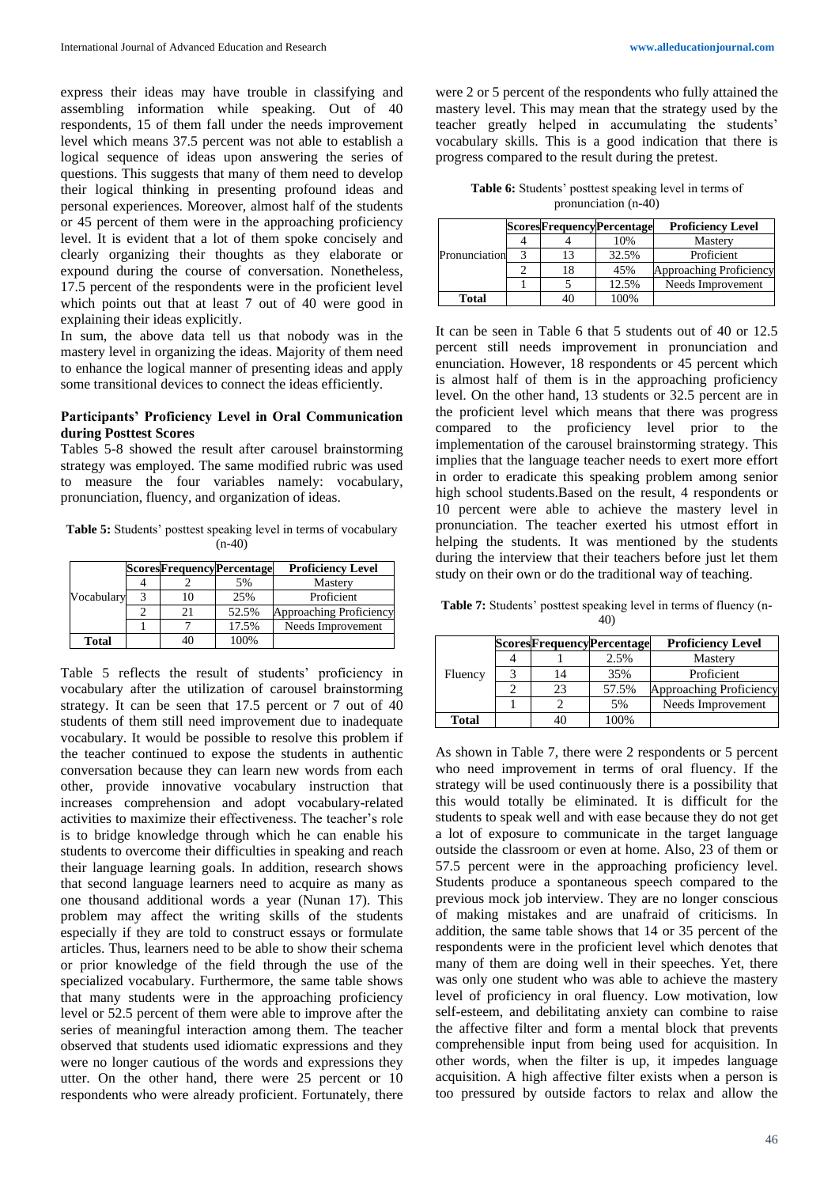express their ideas may have trouble in classifying and assembling information while speaking. Out of 40 respondents, 15 of them fall under the needs improvement level which means 37.5 percent was not able to establish a logical sequence of ideas upon answering the series of questions. This suggests that many of them need to develop their logical thinking in presenting profound ideas and personal experiences. Moreover, almost half of the students or 45 percent of them were in the approaching proficiency level. It is evident that a lot of them spoke concisely and clearly organizing their thoughts as they elaborate or expound during the course of conversation. Nonetheless, 17.5 percent of the respondents were in the proficient level which points out that at least 7 out of 40 were good in explaining their ideas explicitly.

In sum, the above data tell us that nobody was in the mastery level in organizing the ideas. Majority of them need to enhance the logical manner of presenting ideas and apply some transitional devices to connect the ideas efficiently.

### Participants' Proficiency Level in Oral Communication during Posttest Scores

Tables 5-8 showed the result after carousel brainstorming strategy was employed. The same modified rubric was used to measure the four variables namely: vocabulary, pronunciation, fluency, and organization of ideas.

**Table 5:** Students' posttest speaking level in terms of vocabulary (n-40)

| | Scores | Frequency | Percentage | Proficiency Level |
|---|---|---|---|---|
| Vocabulary | 4 | 2 | 5% | Mastery |
| | 3 | 10 | 25% | Proficient |
| | 2 | 21 | 52.5% | Approaching Proficiency |
| | 1 | 7 | 17.5% | Needs Improvement |
| **Total** | | 40 | 100% | |

Table 5 reflects the result of students' proficiency in vocabulary after the utilization of carousel brainstorming strategy. It can be seen that 17.5 percent or 7 out of 40 students of them still need improvement due to inadequate vocabulary. It would be possible to resolve this problem if the teacher continued to expose the students in authentic conversation because they can learn new words from each other, provide innovative vocabulary instruction that increases comprehension and adopt vocabulary-related activities to maximize their effectiveness. The teacher's role is to bridge knowledge through which he can enable his students to overcome their difficulties in speaking and reach their language learning goals. In addition, research shows that second language learners need to acquire as many as one thousand additional words a year (Nunan 17). This problem may affect the writing skills of the students especially if they are told to construct essays or formulate articles. Thus, learners need to be able to show their schema or prior knowledge of the field through the use of the specialized vocabulary. Furthermore, the same table shows that many students were in the approaching proficiency level or 52.5 percent of them were able to improve after the series of meaningful interaction among them. The teacher observed that students used idiomatic expressions and they were no longer cautious of the words and expressions they utter. On the other hand, there were 25 percent or 10 respondents who were already proficient. Fortunately, there were 2 or 5 percent of the respondents who fully attained the mastery level. This may mean that the strategy used by the teacher greatly helped in accumulating the students' vocabulary skills. This is a good indication that there is progress compared to the result during the pretest.

**Table 6:** Students' posttest speaking level in terms of pronunciation (n-40)

| | Scores | Frequency | Percentage | Proficiency Level |
|---|---|---|---|---|
| Pronunciation | 4 | 4 | 10% | Mastery |
| | 3 | 13 | 32.5% | Proficient |
| | 2 | 18 | 45% | Approaching Proficiency |
| | 1 | 5 | 12.5% | Needs Improvement |
| **Total** | | 40 | 100% | |

It can be seen in Table 6 that 5 students out of 40 or 12.5 percent still needs improvement in pronunciation and enunciation. However, 18 respondents or 45 percent which is almost half of them is in the approaching proficiency level. On the other hand, 13 students or 32.5 percent are in the proficient level which means that there was progress compared to the proficiency level prior to the implementation of the carousel brainstorming strategy. This implies that the language teacher needs to exert more effort in order to eradicate this speaking problem among senior high school students.Based on the result, 4 respondents or 10 percent were able to achieve the mastery level in pronunciation. The teacher exerted his utmost effort in helping the students. It was mentioned by the students during the interview that their teachers before just let them study on their own or do the traditional way of teaching.

**Table 7:** Students' posttest speaking level in terms of fluency (n-40)

| | Scores | Frequency | Percentage | Proficiency Level |
|---|---|---|---|---|
| Fluency | 4 | 1 | 2.5% | Mastery |
| | 3 | 14 | 35% | Proficient |
| | 2 | 23 | 57.5% | Approaching Proficiency |
| | 1 | 2 | 5% | Needs Improvement |
| **Total** | | 40 | 100% | |

As shown in Table 7, there were 2 respondents or 5 percent who need improvement in terms of oral fluency. If the strategy will be used continuously there is a possibility that this would totally be eliminated. It is difficult for the students to speak well and with ease because they do not get a lot of exposure to communicate in the target language outside the classroom or even at home. Also, 23 of them or 57.5 percent were in the approaching proficiency level. Students produce a spontaneous speech compared to the previous mock job interview. They are no longer conscious of making mistakes and are unafraid of criticisms. In addition, the same table shows that 14 or 35 percent of the respondents were in the proficient level which denotes that many of them are doing well in their speeches. Yet, there was only one student who was able to achieve the mastery level of proficiency in oral fluency. Low motivation, low self-esteem, and debilitating anxiety can combine to raise the affective filter and form a mental block that prevents comprehensible input from being used for acquisition. In other words, when the filter is up, it impedes language acquisition. A high affective filter exists when a person is too pressured by outside factors to relax and allow the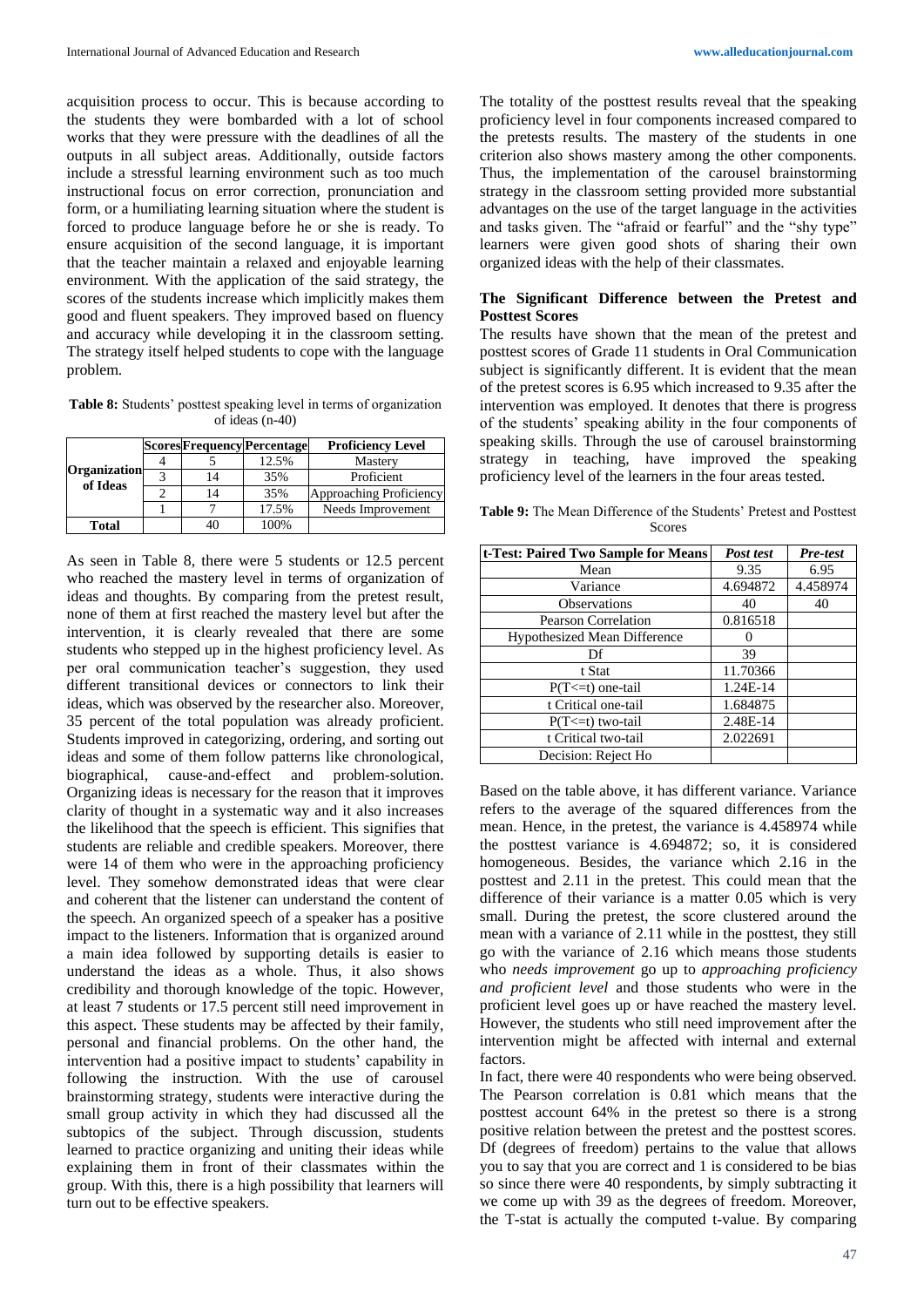acquisition process to occur. This is because according to the students they were bombarded with a lot of school works that they were pressure with the deadlines of all the outputs in all subject areas. Additionally, outside factors include a stressful learning environment such as too much instructional focus on error correction, pronunciation and form, or a humiliating learning situation where the student is forced to produce language before he or she is ready. To ensure acquisition of the second language, it is important that the teacher maintain a relaxed and enjoyable learning environment. With the application of the said strategy, the scores of the students increase which implicitly makes them good and fluent speakers. They improved based on fluency and accuracy while developing it in the classroom setting. The strategy itself helped students to cope with the language problem.

**Table 8:** Students' posttest speaking level in terms of organization of ideas (n-40)

| | Scores | Frequency | Percentage | Proficiency Level |
|---|---|---|---|---|
| **Organization of Ideas** | 4 | 5 | 12.5% | Mastery |
| | 3 | 14 | 35% | Proficient |
| | 2 | 14 | 35% | Approaching Proficiency |
| | 1 | 7 | 17.5% | Needs Improvement |
| **Total** | | 40 | 100% | |

As seen in Table 8, there were 5 students or 12.5 percent who reached the mastery level in terms of organization of ideas and thoughts. By comparing from the pretest result, none of them at first reached the mastery level but after the intervention, it is clearly revealed that there are some students who stepped up in the highest proficiency level. As per oral communication teacher's suggestion, they used different transitional devices or connectors to link their ideas, which was observed by the researcher also. Moreover, 35 percent of the total population was already proficient. Students improved in categorizing, ordering, and sorting out ideas and some of them follow patterns like chronological, biographical, cause-and-effect and problem-solution. Organizing ideas is necessary for the reason that it improves clarity of thought in a systematic way and it also increases the likelihood that the speech is efficient. This signifies that students are reliable and credible speakers. Moreover, there were 14 of them who were in the approaching proficiency level. They somehow demonstrated ideas that were clear and coherent that the listener can understand the content of the speech. An organized speech of a speaker has a positive impact to the listeners. Information that is organized around a main idea followed by supporting details is easier to understand the ideas as a whole. Thus, it also shows credibility and thorough knowledge of the topic. However, at least 7 students or 17.5 percent still need improvement in this aspect. These students may be affected by their family, personal and financial problems. On the other hand, the intervention had a positive impact to students' capability in following the instruction. With the use of carousel brainstorming strategy, students were interactive during the small group activity in which they had discussed all the subtopics of the subject. Through discussion, students learned to practice organizing and uniting their ideas while explaining them in front of their classmates within the group. With this, there is a high possibility that learners will turn out to be effective speakers.

The totality of the posttest results reveal that the speaking proficiency level in four components increased compared to the pretests results. The mastery of the students in one criterion also shows mastery among the other components. Thus, the implementation of the carousel brainstorming strategy in the classroom setting provided more substantial advantages on the use of the target language in the activities and tasks given. The "afraid or fearful" and the "shy type" learners were given good shots of sharing their own organized ideas with the help of their classmates.

### The Significant Difference between the Pretest and Posttest Scores

The results have shown that the mean of the pretest and posttest scores of Grade 11 students in Oral Communication subject is significantly different. It is evident that the mean of the pretest scores is 6.95 which increased to 9.35 after the intervention was employed. It denotes that there is progress of the students' speaking ability in the four components of speaking skills. Through the use of carousel brainstorming strategy in teaching, have improved the speaking proficiency level of the learners in the four areas tested.

**Table 9:** The Mean Difference of the Students' Pretest and Posttest Scores

| t-Test: Paired Two Sample for Means | *Post test* | *Pre-test* |
|---|---|---|
| Mean | 9.35 | 6.95 |
| Variance | 4.694872 | 4.458974 |
| Observations | 40 | 40 |
| Pearson Correlation | 0.816518 | |
| Hypothesized Mean Difference | 0 | |
| Df | 39 | |
| t Stat | 11.70366 | |
| P(T<=t) one-tail | 1.24E-14 | |
| t Critical one-tail | 1.684875 | |
| P(T<=t) two-tail | 2.48E-14 | |
| t Critical two-tail | 2.022691 | |
| Decision: Reject Ho | | |

Based on the table above, it has different variance. Variance refers to the average of the squared differences from the mean. Hence, in the pretest, the variance is 4.458974 while the posttest variance is 4.694872; so, it is considered homogeneous. Besides, the variance which 2.16 in the posttest and 2.11 in the pretest. This could mean that the difference of their variance is a matter 0.05 which is very small. During the pretest, the score clustered around the mean with a variance of 2.11 while in the posttest, they still go with the variance of 2.16 which means those students who *needs improvement* go up to *approaching proficiency and proficient level* and those students who were in the proficient level goes up or have reached the mastery level. However, the students who still need improvement after the intervention might be affected with internal and external factors.

In fact, there were 40 respondents who were being observed. The Pearson correlation is 0.81 which means that the posttest account 64% in the pretest so there is a strong positive relation between the pretest and the posttest scores. Df (degrees of freedom) pertains to the value that allows you to say that you are correct and 1 is considered to be bias so since there were 40 respondents, by simply subtracting it we come up with 39 as the degrees of freedom. Moreover, the T-stat is actually the computed t-value. By comparing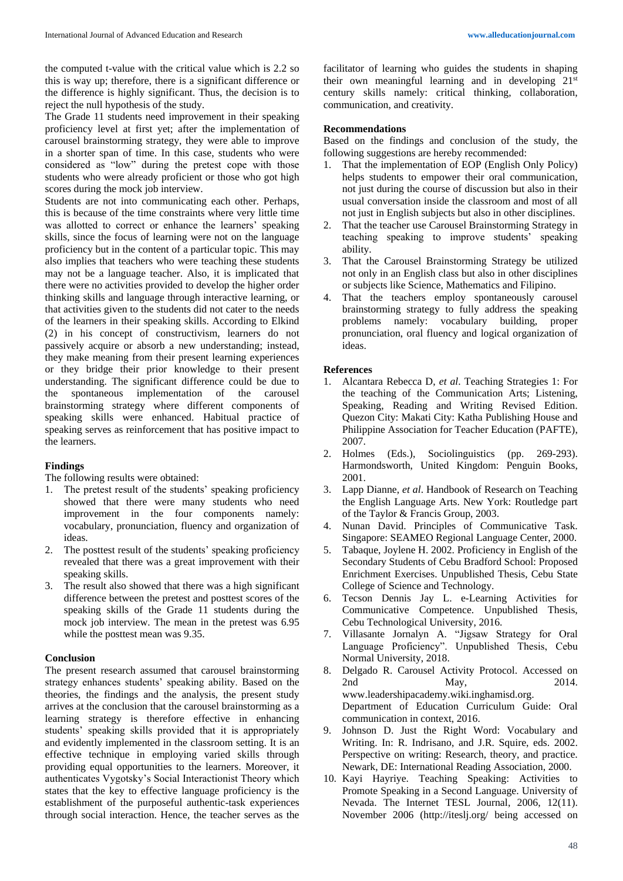the computed t-value with the critical value which is 2.2 so this is way up; therefore, there is a significant difference or the difference is highly significant. Thus, the decision is to reject the null hypothesis of the study.

The Grade 11 students need improvement in their speaking proficiency level at first yet; after the implementation of carousel brainstorming strategy, they were able to improve in a shorter span of time. In this case, students who were considered as "low" during the pretest cope with those students who were already proficient or those who got high scores during the mock job interview.

Students are not into communicating each other. Perhaps, this is because of the time constraints where very little time was allotted to correct or enhance the learners' speaking skills, since the focus of learning were not on the language proficiency but in the content of a particular topic. This may also implies that teachers who were teaching these students may not be a language teacher. Also, it is implicated that there were no activities provided to develop the higher order thinking skills and language through interactive learning, or that activities given to the students did not cater to the needs of the learners in their speaking skills. According to Elkind (2) in his concept of constructivism, learners do not passively acquire or absorb a new understanding; instead, they make meaning from their present learning experiences or they bridge their prior knowledge to their present understanding. The significant difference could be due to the spontaneous implementation of the carousel brainstorming strategy where different components of speaking skills were enhanced. Habitual practice of speaking serves as reinforcement that has positive impact to the learners.

## Findings

The following results were obtained:

1. The pretest result of the students' speaking proficiency showed that there were many students who need improvement in the four components namely: vocabulary, pronunciation, fluency and organization of ideas.
2. The posttest result of the students' speaking proficiency revealed that there was a great improvement with their speaking skills.
3. The result also showed that there was a high significant difference between the pretest and posttest scores of the speaking skills of the Grade 11 students during the mock job interview. The mean in the pretest was 6.95 while the posttest mean was 9.35.

## Conclusion

The present research assumed that carousel brainstorming strategy enhances students' speaking ability. Based on the theories, the findings and the analysis, the present study arrives at the conclusion that the carousel brainstorming as a learning strategy is therefore effective in enhancing students' speaking skills provided that it is appropriately and evidently implemented in the classroom setting. It is an effective technique in employing varied skills through providing equal opportunities to the learners. Moreover, it authenticates Vygotsky's Social Interactionist Theory which states that the key to effective language proficiency is the establishment of the purposeful authentic-task experiences through social interaction. Hence, the teacher serves as the facilitator of learning who guides the students in shaping their own meaningful learning and in developing 21st century skills namely: critical thinking, collaboration, communication, and creativity.

## Recommendations

Based on the findings and conclusion of the study, the following suggestions are hereby recommended:

1. That the implementation of EOP (English Only Policy) helps students to empower their oral communication, not just during the course of discussion but also in their usual conversation inside the classroom and most of all not just in English subjects but also in other disciplines.
2. That the teacher use Carousel Brainstorming Strategy in teaching speaking to improve students' speaking ability.
3. That the Carousel Brainstorming Strategy be utilized not only in an English class but also in other disciplines or subjects like Science, Mathematics and Filipino.
4. That the teachers employ spontaneously carousel brainstorming strategy to fully address the speaking problems namely: vocabulary building, proper pronunciation, oral fluency and logical organization of ideas.

## References

1. Alcantara Rebecca D, *et al*. Teaching Strategies 1: For the teaching of the Communication Arts; Listening, Speaking, Reading and Writing Revised Edition. Quezon City: Makati City: Katha Publishing House and Philippine Association for Teacher Education (PAFTE), 2007.
2. Holmes (Eds.), Sociolinguistics (pp. 269-293). Harmondsworth, United Kingdom: Penguin Books, 2001.
3. Lapp Dianne, *et al*. Handbook of Research on Teaching the English Language Arts. New York: Routledge part of the Taylor & Francis Group, 2003.
4. Nunan David. Principles of Communicative Task. Singapore: SEAMEO Regional Language Center, 2000.
5. Tabaque, Joylene H. 2002. Proficiency in English of the Secondary Students of Cebu Bradford School: Proposed Enrichment Exercises. Unpublished Thesis, Cebu State College of Science and Technology.
6. Tecson Dennis Jay L. e-Learning Activities for Communicative Competence. Unpublished Thesis, Cebu Technological University, 2016.
7. Villasante Jornalyn A. "Jigsaw Strategy for Oral Language Proficiency". Unpublished Thesis, Cebu Normal University, 2018.
8. Delgado R. Carousel Activity Protocol. Accessed on 2nd May, 2014. www.leadershipacademy.wiki.inghamisd.org. Department of Education Curriculum Guide: Oral communication in context, 2016.
9. Johnson D. Just the Right Word: Vocabulary and Writing. In: R. Indrisano, and J.R. Squire, eds. 2002. Perspective on writing: Research, theory, and practice. Newark, DE: International Reading Association, 2000.
10. Kayi Hayriye. Teaching Speaking: Activities to Promote Speaking in a Second Language. University of Nevada. The Internet TESL Journal, 2006, 12(11). November 2006 (http://iteslj.org/ being accessed on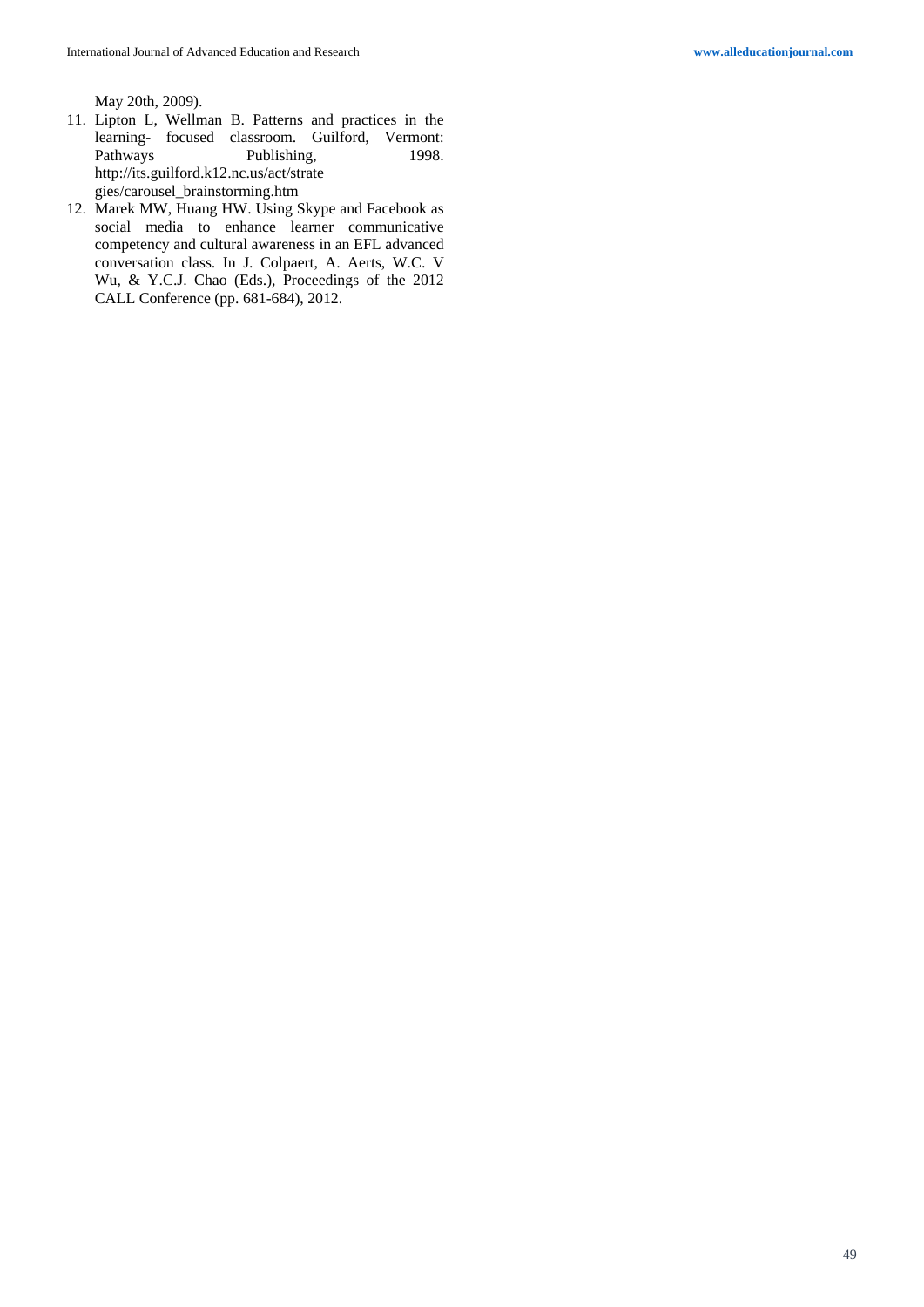May 20th, 2009).

11. Lipton L, Wellman B. Patterns and practices in the learning- focused classroom. Guilford, Vermont: Pathways Publishing, 1998. http://its.guilford.k12.nc.us/act/strategies/carousel_brainstorming.htm
12. Marek MW, Huang HW. Using Skype and Facebook as social media to enhance learner communicative competency and cultural awareness in an EFL advanced conversation class. In J. Colpaert, A. Aerts, W.C. V Wu, & Y.C.J. Chao (Eds.), Proceedings of the 2012 CALL Conference (pp. 681-684), 2012.